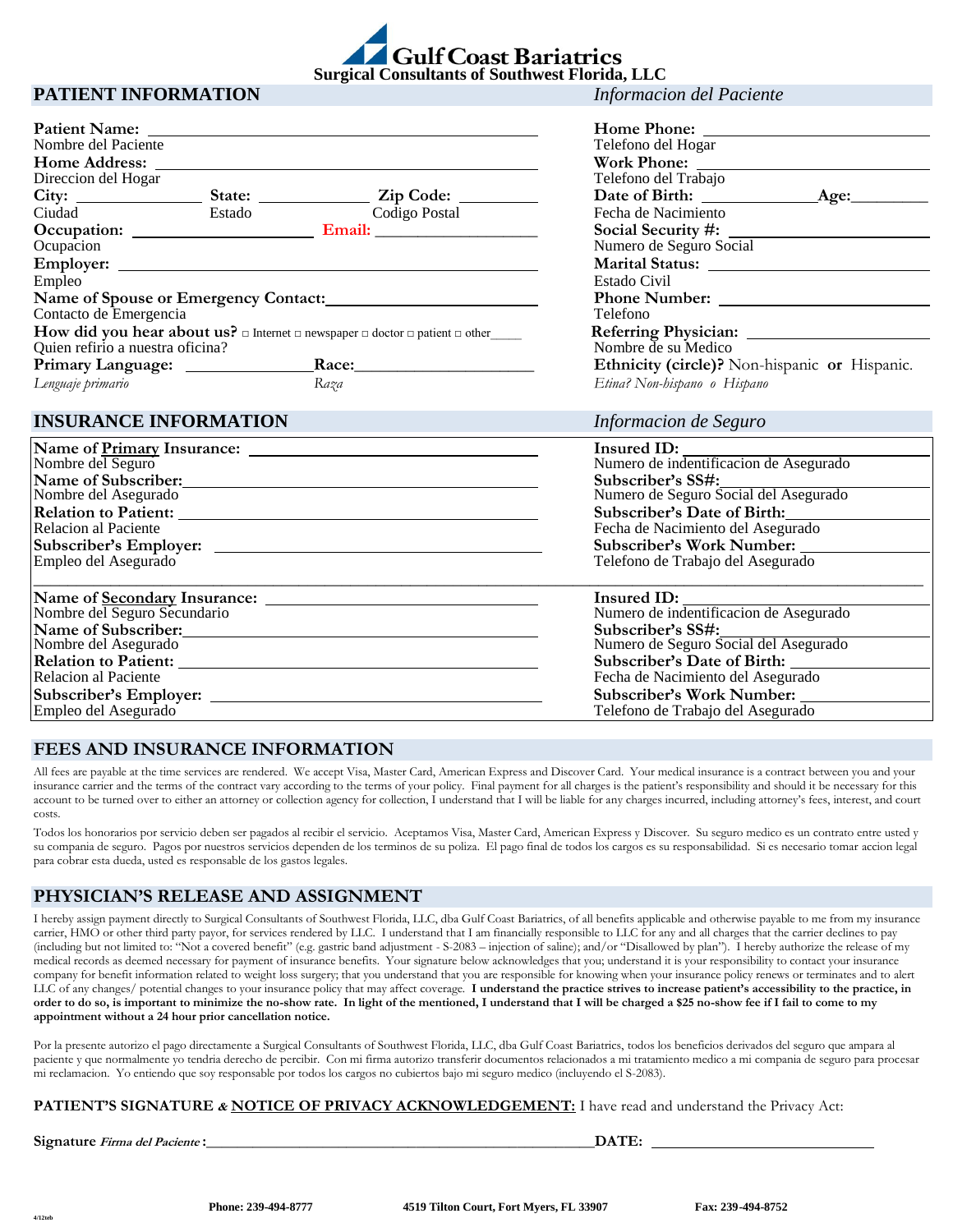# Gulf Coast Bariatrics

**Surgical Consultants of Southwest Florida, LLC**

## PATIENT INFORMATION — *Informacion del Paciente*

**Patient Name:** ______________________
Nombre del Paciente

**Home Address:** ______________________
Direccion del Hogar

**City:** __________ **State:** __________ **Zip Code:** __________
Ciudad Estado Codigo Postal

**Occupation:** __________ **Email:** __________
Ocupacion

**Employer:** ______________________
Empleo

**Name of Spouse or Emergency Contact:** ______________________
Contacto de Emergencia

**How did you hear about us?** □ Internet □ newspaper □ doctor □ patient □ other____
Quien refirio a nuestra oficina?

**Primary Language:** __________ **Race:** __________
*Lenguaje primario* *Raza*

**Home Phone:** ______________________
Telefono del Hogar

**Work Phone:** ______________________
Telefono del Trabajo

**Date of Birth:** __________ **Age:** ________
Fecha de Nacimiento

**Social Security #:** ______________________
Numero de Seguro Social

**Marital Status:** ______________________
Estado Civil

**Phone Number:** ______________________
Telefono

**Referring Physician:** ______________________
Nombre de su Medico

**Ethnicity (circle)?** Non-hispanic **or** Hispanic.
*Etina? Non-hispano o Hispano*

## INSURANCE INFORMATION — *Informacion de Seguro*

**Name of Primary Insurance:** ______________________
Nombre del Seguro

**Name of Subscriber:** ______________________
Nombre del Asegurado

**Relation to Patient:** ______________________
Relacion al Paciente

**Subscriber's Employer:** ______________________
Empleo del Asegurado

**Insured ID:** ______________________
Numero de indentificacion de Asegurado

**Subscriber's SS#:** ______________________
Numero de Seguro Social del Asegurado

**Subscriber's Date of Birth:** ______________________
Fecha de Nacimiento del Asegurado

**Subscriber's Work Number:** ______________________
Telefono de Trabajo del Asegurado

**Name of Secondary Insurance:** ______________________
Nombre del Seguro Secundario

**Name of Subscriber:** ______________________
Nombre del Asegurado

**Relation to Patient:** ______________________
Relacion al Paciente

**Subscriber's Employer:** ______________________
Empleo del Asegurado

**Insured ID:** ______________________
Numero de indentificacion de Asegurado

**Subscriber's SS#:** ______________________
Numero de Seguro Social del Asegurado

**Subscriber's Date of Birth:** ______________________
Fecha de Nacimiento del Asegurado

**Subscriber's Work Number:** ______________________
Telefono de Trabajo del Asegurado

## FEES AND INSURANCE INFORMATION

All fees are payable at the time services are rendered. We accept Visa, Master Card, American Express and Discover Card. Your medical insurance is a contract between you and your insurance carrier and the terms of the contract vary according to the terms of your policy. Final payment for all charges is the patient's responsibility and should it be necessary for this account to be turned over to either an attorney or collection agency for collection, I understand that I will be liable for any charges incurred, including attorney's fees, interest, and court costs.

Todos los honorarios por servicio deben ser pagados al recibir el servicio. Aceptamos Visa, Master Card, American Express y Discover. Su seguro medico es un contrato entre usted y su compania de seguro. Pagos por nuestros servicios dependen de los terminos de su poliza. El pago final de todos los cargos es su responsabilidad. Si es necesario tomar accion legal para cobrar esta dueda, usted es responsable de los gastos legales.

## PHYSICIAN'S RELEASE AND ASSIGNMENT

I hereby assign payment directly to Surgical Consultants of Southwest Florida, LLC, dba Gulf Coast Bariatrics, of all benefits applicable and otherwise payable to me from my insurance carrier, HMO or other third party payor, for services rendered by LLC. I understand that I am financially responsible to LLC for any and all charges that the carrier declines to pay (including but not limited to: "Not a covered benefit" (e.g. gastric band adjustment - S-2083 – injection of saline); and/or "Disallowed by plan"). I hereby authorize the release of my medical records as deemed necessary for payment of insurance benefits. Your signature below acknowledges that you; understand it is your responsibility to contact your insurance company for benefit information related to weight loss surgery; that you understand that you are responsible for knowing when your insurance policy renews or terminates and to alert LLC of any changes/ potential changes to your insurance policy that may affect coverage. **I understand the practice strives to increase patient's accessibility to the practice, in order to do so, is important to minimize the no-show rate. In light of the mentioned, I understand that I will be charged a $25 no-show fee if I fail to come to my appointment without a 24 hour prior cancellation notice.**

Por la presente autorizo el pago directamente a Surgical Consultants of Southwest Florida, LLC, dba Gulf Coast Bariatrics, todos los beneficios derivados del seguro que ampara al paciente y que normalmente yo tendria derecho de percibir. Con mi firma autorizo transferir documentos relacionados a mi tratamiento medico a mi compania de seguro para procesar mi reclamacion. Yo entiendo que soy responsable por todos los cargos no cubiertos bajo mi seguro medico (incluyendo el S-2083).

**PATIENT'S SIGNATURE & NOTICE OF PRIVACY ACKNOWLEDGEMENT:** I have read and understand the Privacy Act:

**Signature** ***Firma del Paciente*:** ______________________ **DATE:** ______________

**Phone: 239-494-8777** **4519 Tilton Court, Fort Myers, FL 33907** **Fax: 239-494-8752**

4/12teb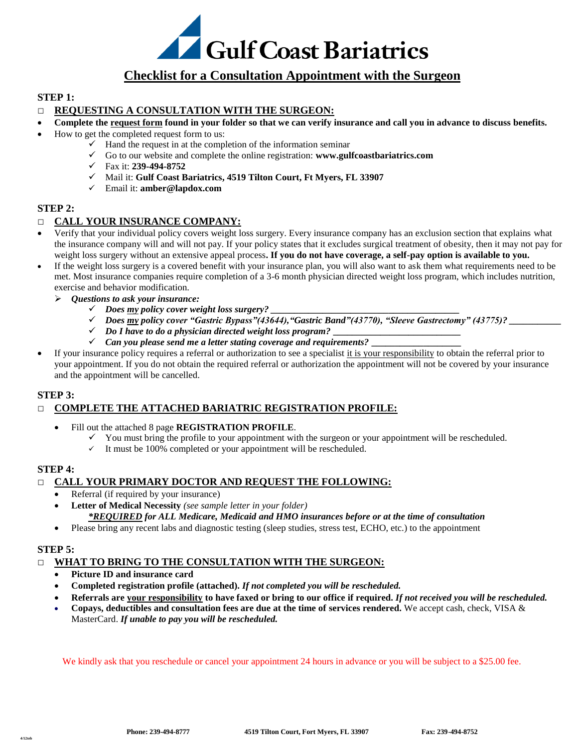# Gulf Coast Bariatrics

## Checklist for a Consultation Appointment with the Surgeon

**STEP 1:**

□ **REQUESTING A CONSULTATION WITH THE SURGEON:**

- **Complete the request form found in your folder so that we can verify insurance and call you in advance to discuss benefits.**
- How to get the completed request form to us:
  - ✓ Hand the request in at the completion of the information seminar
  - ✓ Go to our website and complete the online registration: **www.gulfcoastbariatrics.com**
  - ✓ Fax it: **239-494-8752**
  - ✓ Mail it: **Gulf Coast Bariatrics, 4519 Tilton Court, Ft Myers, FL 33907**
  - ✓ Email it: **amber@lapdox.com**

**STEP 2:**

□ **CALL YOUR INSURANCE COMPANY:**

- Verify that your individual policy covers weight loss surgery. Every insurance company has an exclusion section that explains what the insurance company will and will not pay. If your policy states that it excludes surgical treatment of obesity, then it may not pay for weight loss surgery without an extensive appeal process**. If you do not have coverage, a self-pay option is available to you.**
- If the weight loss surgery is a covered benefit with your insurance plan, you will also want to ask them what requirements need to be met. Most insurance companies require completion of a 3-6 month physician directed weight loss program, which includes nutrition, exercise and behavior modification.
  - ➢ ***Questions to ask your insurance:***
    - ✓ ***Does my policy cover weight loss surgery? ________________________________________***
    - ✓ ***Does my policy cover "Gastric Bypass"(43644),"Gastric Band"(43770), "Sleeve Gastrectomy" (43775)? ___________***
    - ✓ ***Do I have to do a physician directed weight loss program? ___________________________***
    - ✓ ***Can you please send me a letter stating coverage and requirements? ___________________***
- If your insurance policy requires a referral or authorization to see a specialist it is your responsibility to obtain the referral prior to your appointment. If you do not obtain the required referral or authorization the appointment will not be covered by your insurance and the appointment will be cancelled.

**STEP 3:**

□ **COMPLETE THE ATTACHED BARIATRIC REGISTRATION PROFILE:**

- Fill out the attached 8 page **REGISTRATION PROFILE**.
  - ✓ You must bring the profile to your appointment with the surgeon or your appointment will be rescheduled.
  - ✓ It must be 100% completed or your appointment will be rescheduled.

**STEP 4:**

□ **CALL YOUR PRIMARY DOCTOR AND REQUEST THE FOLLOWING:**

- Referral (if required by your insurance)
- **Letter of Medical Necessity** *(see sample letter in your folder)*
  ***\*REQUIRED for ALL Medicare, Medicaid and HMO insurances before or at the time of consultation***
- Please bring any recent labs and diagnostic testing (sleep studies, stress test, ECHO, etc.) to the appointment

**STEP 5:**

□ **WHAT TO BRING TO THE CONSULTATION WITH THE SURGEON:**

- **Picture ID and insurance card**
- **Completed registration profile (attached).** ***If not completed you will be rescheduled.***
- **Referrals are your responsibility to have faxed or bring to our office if required.** ***If not received you will be rescheduled.***
- **Copays, deductibles and consultation fees are due at the time of services rendered.** We accept cash, check, VISA & MasterCard. ***If unable to pay you will be rescheduled.***

We kindly ask that you reschedule or cancel your appointment 24 hours in advance or you will be subject to a $25.00 fee.

**Phone: 239-494-8777** **4519 Tilton Court, Fort Myers, FL 33907** **Fax: 239-494-8752**

4/12teb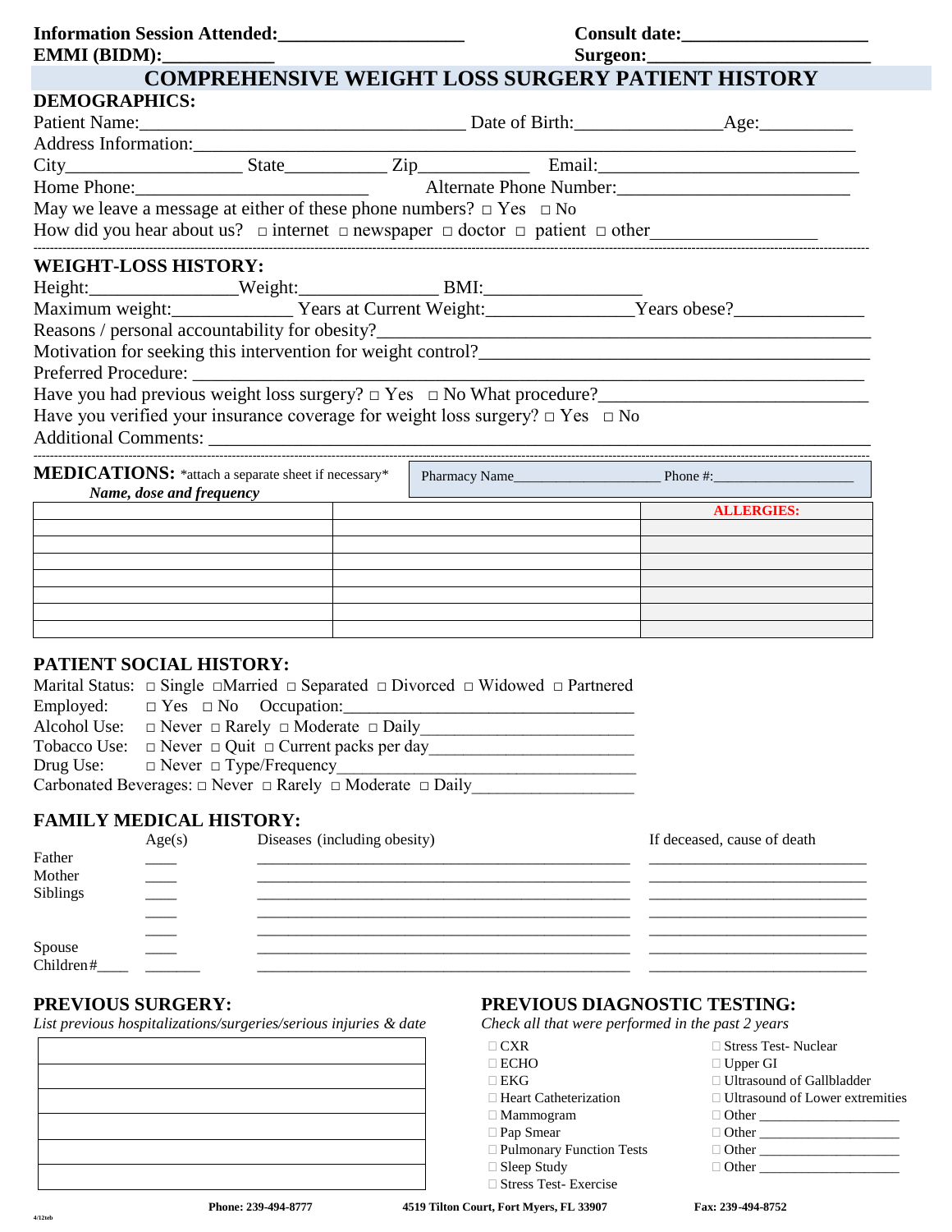**Information Session Attended:____________________** **Consult date:____________________**
**EMMI (BIDM):____________** **Surgeon:______________________**

# COMPREHENSIVE WEIGHT LOSS SURGERY PATIENT HISTORY

## DEMOGRAPHICS:

Patient Name:___________________________________ Date of Birth:_______________Age:__________
Address Information:___________________________________________________________________
City__________________ State___________ Zip____________ Email:__________________________
Home Phone:__________________________ Alternate Phone Number:________________________
May we leave a message at either of these phone numbers? □ Yes □ No
How did you hear about us? □ internet □ newspaper □ doctor □ patient □ other_________________

## WEIGHT-LOSS HISTORY:

Height:________________Weight:_______________ BMI:_________________
Maximum weight:_____________ Years at Current Weight:_______________Years obese?______________
Reasons / personal accountability for obesity?___________________________________________________
Motivation for seeking this intervention for weight control?_____________________________________
Preferred Procedure: _______________________________________________________________________
Have you had previous weight loss surgery? □ Yes □ No What procedure?___________________________
Have you verified your insurance coverage for weight loss surgery? □ Yes □ No
Additional Comments: _______________________________________________________________________

## MEDICATIONS: *attach a separate sheet if necessary*

*Name, dose and frequency*

Pharmacy Name____________________ Phone #:___________________

| | | ALLERGIES: |
|---|---|---|
| | | |
| | | |
| | | |
| | | |
| | | |
| | | |
| | | |

## PATIENT SOCIAL HISTORY:

Marital Status: □ Single □Married □ Separated □ Divorced □ Widowed □ Partnered
Employed: □ Yes □ No Occupation:________________________________
Alcohol Use: □ Never □ Rarely □ Moderate □ Daily________________________
Tobacco Use: □ Never □ Quit □ Current packs per day_______________________
Drug Use: □ Never □ Type/Frequency_________________________________
Carbonated Beverages: □ Never □ Rarely □ Moderate □ Daily__________________

## FAMILY MEDICAL HISTORY:

| | Age(s) | Diseases (including obesity) | If deceased, cause of death |
|---|---|---|---|
| Father | ____ | ____________________ | ____________________ |
| Mother | ____ | ____________________ | ____________________ |
| Siblings | ____ | ____________________ | ____________________ |
| | ____ | ____________________ | ____________________ |
| | ____ | ____________________ | ____________________ |
| Spouse | ____ | ____________________ | ____________________ |
| Children#____ | _______ | ____________________ | ____________________ |

## PREVIOUS SURGERY:

*List previous hospitalizations/surgeries/serious injuries & date*

| |
|---|
| |
| |
| |
| |
| |
| |

## PREVIOUS DIAGNOSTIC TESTING:

*Check all that were performed in the past 2 years*

- □ CXR
- □ ECHO
- □ EKG
- □ Heart Catheterization
- □ Mammogram
- □ Pap Smear
- □ Pulmonary Function Tests
- □ Sleep Study
- □ Stress Test- Exercise
- □ Stress Test- Nuclear
- □ Upper GI
- □ Ultrasound of Gallbladder
- □ Ultrasound of Lower extremities
- □ Other ___________________
- □ Other ___________________
- □ Other ___________________
- □ Other ___________________

**Phone: 239-494-8777** **4519 Tilton Court, Fort Myers, FL 33907** **Fax: 239-494-8752**

4/12teb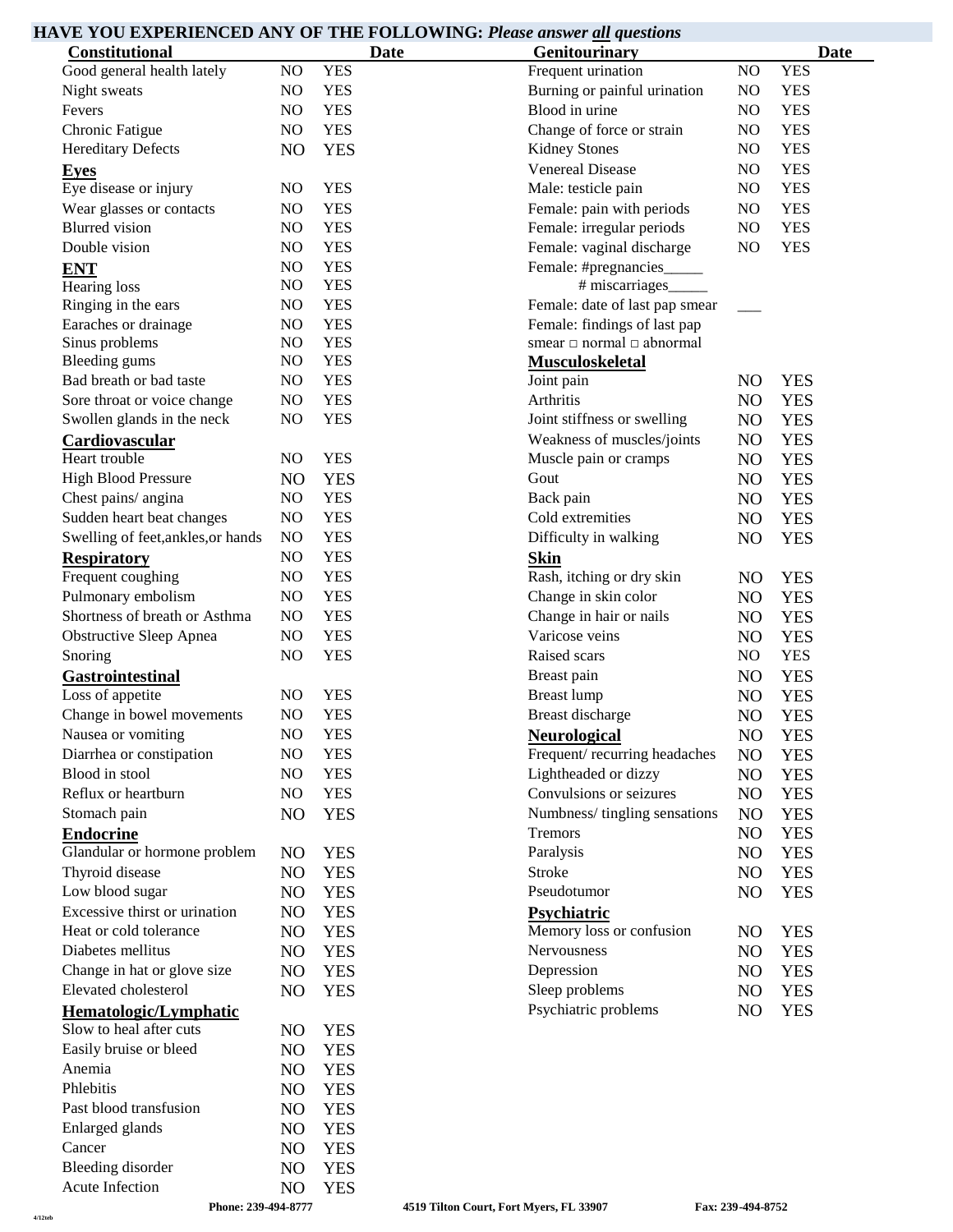## HAVE YOU EXPERIENCED ANY OF THE FOLLOWING: *Please answer all questions*

| Constitutional | | | Date |
|---|---|---|---|
| Good general health lately | NO | YES | |
| Night sweats | NO | YES | |
| Fevers | NO | YES | |
| Chronic Fatigue | NO | YES | |
| Hereditary Defects | NO | YES | |
| **Eyes** | | | |
| Eye disease or injury | NO | YES | |
| Wear glasses or contacts | NO | YES | |
| Blurred vision | NO | YES | |
| Double vision | NO | YES | |
| **ENT** | NO | YES | |
| Hearing loss | NO | YES | |
| Ringing in the ears | NO | YES | |
| Earaches or drainage | NO | YES | |
| Sinus problems | NO | YES | |
| Bleeding gums | NO | YES | |
| Bad breath or bad taste | NO | YES | |
| Sore throat or voice change | NO | YES | |
| Swollen glands in the neck | NO | YES | |
| **Cardiovascular** | | | |
| Heart trouble | NO | YES | |
| High Blood Pressure | NO | YES | |
| Chest pains/ angina | NO | YES | |
| Sudden heart beat changes | NO | YES | |
| Swelling of feet,ankles,or hands | NO | YES | |
| **Respiratory** | NO | YES | |
| Frequent coughing | NO | YES | |
| Pulmonary embolism | NO | YES | |
| Shortness of breath or Asthma | NO | YES | |
| Obstructive Sleep Apnea | NO | YES | |
| Snoring | NO | YES | |
| **Gastrointestinal** | | | |
| Loss of appetite | NO | YES | |
| Change in bowel movements | NO | YES | |
| Nausea or vomiting | NO | YES | |
| Diarrhea or constipation | NO | YES | |
| Blood in stool | NO | YES | |
| Reflux or heartburn | NO | YES | |
| Stomach pain | NO | YES | |
| **Endocrine** | | | |
| Glandular or hormone problem | NO | YES | |
| Thyroid disease | NO | YES | |
| Low blood sugar | NO | YES | |
| Excessive thirst or urination | NO | YES | |
| Heat or cold tolerance | NO | YES | |
| Diabetes mellitus | NO | YES | |
| Change in hat or glove size | NO | YES | |
| Elevated cholesterol | NO | YES | |
| **Hematologic/Lymphatic** | | | |
| Slow to heal after cuts | NO | YES | |
| Easily bruise or bleed | NO | YES | |
| Anemia | NO | YES | |
| Phlebitis | NO | YES | |
| Past blood transfusion | NO | YES | |
| Enlarged glands | NO | YES | |
| Cancer | NO | YES | |
| Bleeding disorder | NO | YES | |
| Acute Infection | NO | YES | |

| Genitourinary | | | Date |
|---|---|---|---|
| Frequent urination | NO | YES | |
| Burning or painful urination | NO | YES | |
| Blood in urine | NO | YES | |
| Change of force or strain | NO | YES | |
| Kidney Stones | NO | YES | |
| Venereal Disease | NO | YES | |
| Male: testicle pain | NO | YES | |
| Female: pain with periods | NO | YES | |
| Female: irregular periods | NO | YES | |
| Female: vaginal discharge | NO | YES | |
| Female: #pregnancies_____ | | | |
| # miscarriages_____ | | | |
| Female: date of last pap smear ___ | | | |
| Female: findings of last pap smear □ normal □ abnormal | | | |
| **Musculoskeletal** | | | |
| Joint pain | NO | YES | |
| Arthritis | NO | YES | |
| Joint stiffness or swelling | NO | YES | |
| Weakness of muscles/joints | NO | YES | |
| Muscle pain or cramps | NO | YES | |
| Gout | NO | YES | |
| Back pain | NO | YES | |
| Cold extremities | NO | YES | |
| Difficulty in walking | NO | YES | |
| **Skin** | | | |
| Rash, itching or dry skin | NO | YES | |
| Change in skin color | NO | YES | |
| Change in hair or nails | NO | YES | |
| Varicose veins | NO | YES | |
| Raised scars | NO | YES | |
| Breast pain | NO | YES | |
| Breast lump | NO | YES | |
| Breast discharge | NO | YES | |
| **Neurological** | NO | YES | |
| Frequent/ recurring headaches | NO | YES | |
| Lightheaded or dizzy | NO | YES | |
| Convulsions or seizures | NO | YES | |
| Numbness/ tingling sensations | NO | YES | |
| Tremors | NO | YES | |
| Paralysis | NO | YES | |
| Stroke | NO | YES | |
| Pseudotumor | NO | YES | |
| **Psychiatric** | | | |
| Memory loss or confusion | NO | YES | |
| Nervousness | NO | YES | |
| Depression | NO | YES | |
| Sleep problems | NO | YES | |
| Psychiatric problems | NO | YES | |

Phone: 239-494-8777 4519 Tilton Court, Fort Myers, FL 33907 Fax: 239-494-8752

4/12teb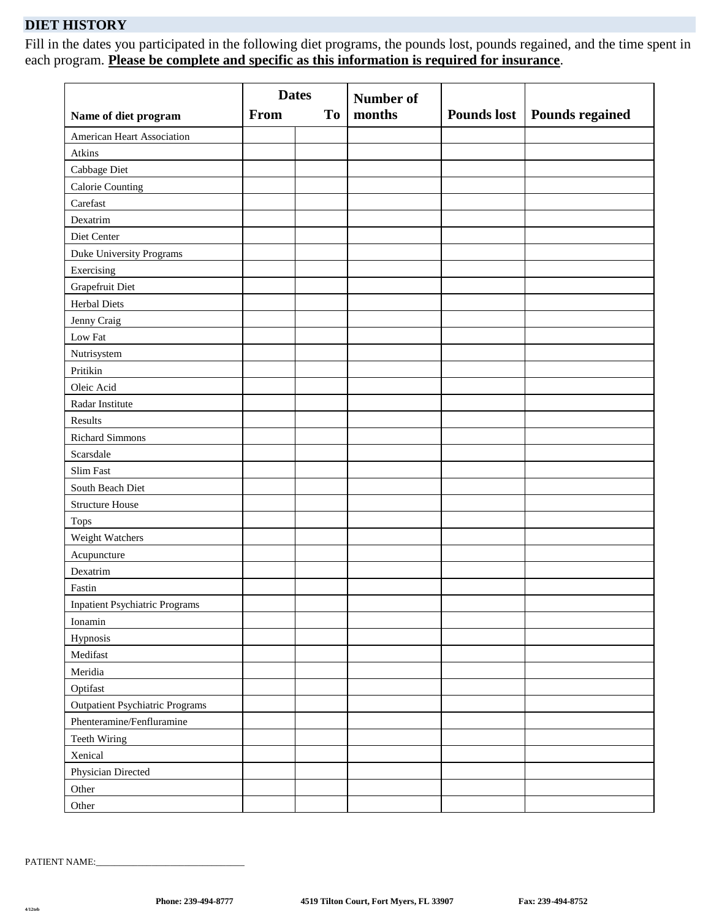## DIET HISTORY

Fill in the dates you participated in the following diet programs, the pounds lost, pounds regained, and the time spent in each program. **Please be complete and specific as this information is required for insurance**.

| Name of diet program | Dates | | Number of months | Pounds lost | Pounds regained |
|---|---|---|---|---|---|
| | From | To | | | |
| American Heart Association | | | | | |
| Atkins | | | | | |
| Cabbage Diet | | | | | |
| Calorie Counting | | | | | |
| Carefast | | | | | |
| Dexatrim | | | | | |
| Diet Center | | | | | |
| Duke University Programs | | | | | |
| Exercising | | | | | |
| Grapefruit Diet | | | | | |
| Herbal Diets | | | | | |
| Jenny Craig | | | | | |
| Low Fat | | | | | |
| Nutrisystem | | | | | |
| Pritikin | | | | | |
| Oleic Acid | | | | | |
| Radar Institute | | | | | |
| Results | | | | | |
| Richard Simmons | | | | | |
| Scarsdale | | | | | |
| Slim Fast | | | | | |
| South Beach Diet | | | | | |
| Structure House | | | | | |
| Tops | | | | | |
| Weight Watchers | | | | | |
| Acupuncture | | | | | |
| Dexatrim | | | | | |
| Fastin | | | | | |
| Inpatient Psychiatric Programs | | | | | |
| Ionamin | | | | | |
| Hypnosis | | | | | |
| Medifast | | | | | |
| Meridia | | | | | |
| Optifast | | | | | |
| Outpatient Psychiatric Programs | | | | | |
| Phenteramine/Fenfluramine | | | | | |
| Teeth Wiring | | | | | |
| Xenical | | | | | |
| Physician Directed | | | | | |
| Other | | | | | |
| Other | | | | | |

PATIENT NAME:_______________________________

**Phone: 239-494-8777** **4519 Tilton Court, Fort Myers, FL 33907** **Fax: 239-494-8752**

4/12teb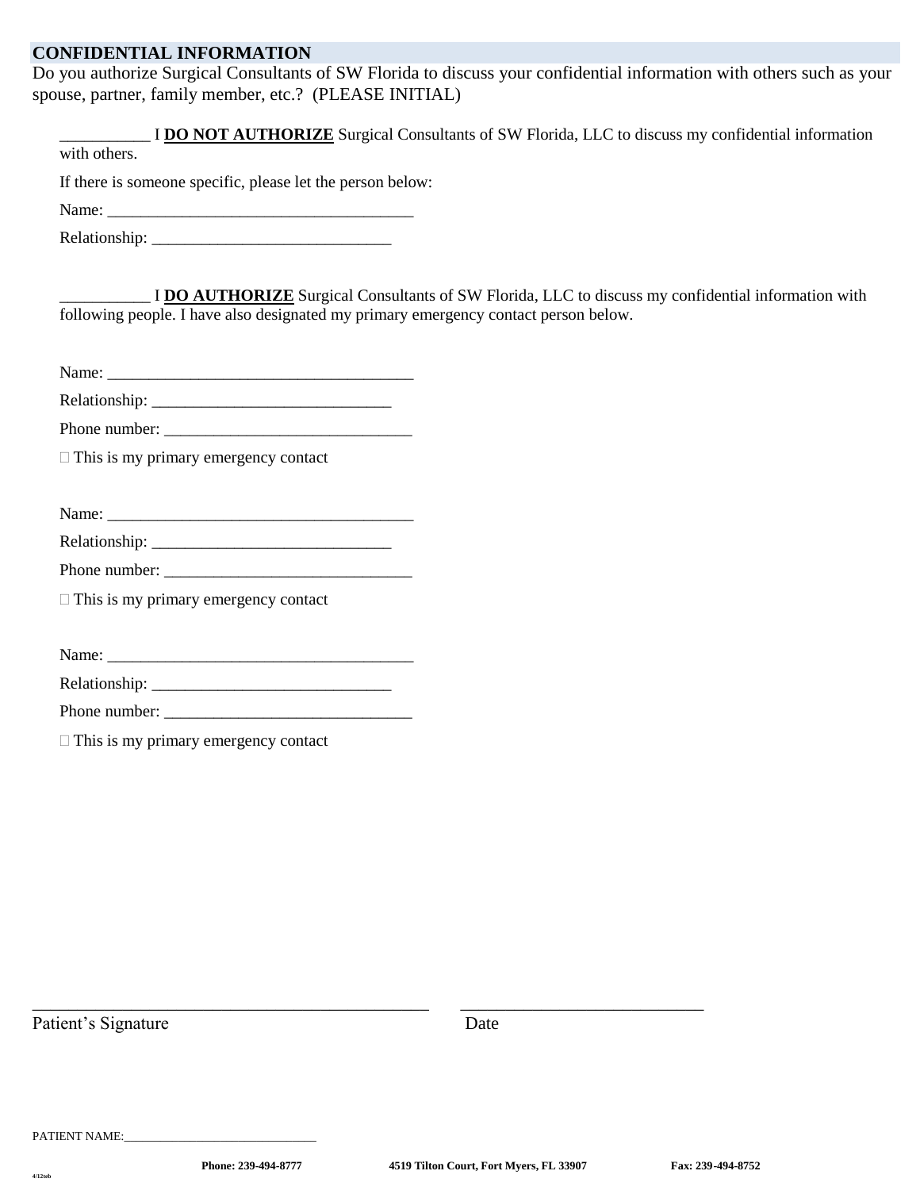## CONFIDENTIAL INFORMATION

Do you authorize Surgical Consultants of SW Florida to discuss your confidential information with others such as your spouse, partner, family member, etc.? (PLEASE INITIAL)

___________ I **DO NOT AUTHORIZE** Surgical Consultants of SW Florida, LLC to discuss my confidential information with others.

If there is someone specific, please let the person below:

Name: ______________________________________

Relationship: _____________________________

___________ I **DO AUTHORIZE** Surgical Consultants of SW Florida, LLC to discuss my confidential information with following people. I have also designated my primary emergency contact person below.

Name: ______________________________________

Relationship: _____________________________

Phone number: ______________________________

☐ This is my primary emergency contact

Name: ______________________________________

Relationship: _____________________________

Phone number: ______________________________

☐ This is my primary emergency contact

Name: ______________________________________

Relationship: _____________________________

Phone number: ______________________________

☐ This is my primary emergency contact

_____________________________________________ ____________________________

Patient's Signature Date

PATIENT NAME:______________________________

**Phone: 239-494-8777** **4519 Tilton Court, Fort Myers, FL 33907** **Fax: 239-494-8752**

4/12teb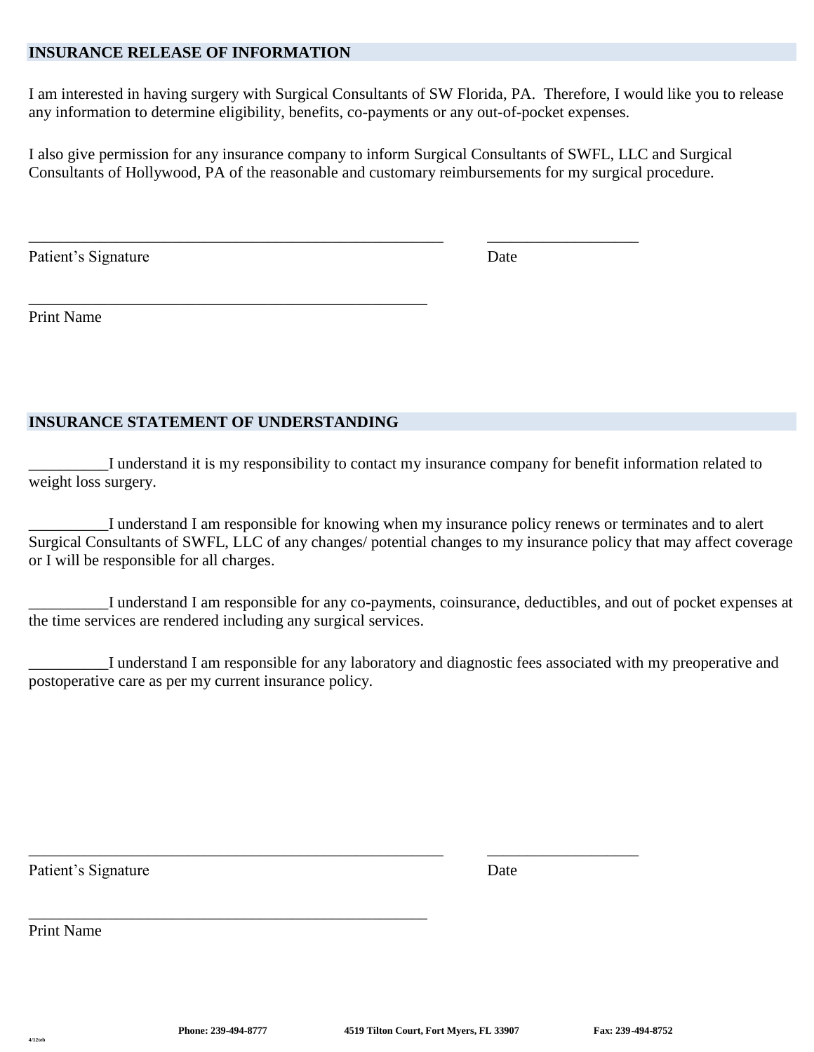## INSURANCE RELEASE OF INFORMATION

I am interested in having surgery with Surgical Consultants of SW Florida, PA. Therefore, I would like you to release any information to determine eligibility, benefits, co-payments or any out-of-pocket expenses.

I also give permission for any insurance company to inform Surgical Consultants of SWFL, LLC and Surgical Consultants of Hollywood, PA of the reasonable and customary reimbursements for my surgical procedure.

_______________________________________________________ ____________________

Patient's Signature Date

_____________________________________________________

Print Name

## INSURANCE STATEMENT OF UNDERSTANDING

__________I understand it is my responsibility to contact my insurance company for benefit information related to weight loss surgery.

__________I understand I am responsible for knowing when my insurance policy renews or terminates and to alert Surgical Consultants of SWFL, LLC of any changes/ potential changes to my insurance policy that may affect coverage or I will be responsible for all charges.

__________I understand I am responsible for any co-payments, coinsurance, deductibles, and out of pocket expenses at the time services are rendered including any surgical services.

__________I understand I am responsible for any laboratory and diagnostic fees associated with my preoperative and postoperative care as per my current insurance policy.

_______________________________________________________ ____________________

Patient's Signature Date

_____________________________________________________

Print Name

4/12teb

**Phone: 239-494-8777** **4519 Tilton Court, Fort Myers, FL 33907** **Fax: 239-494-8752**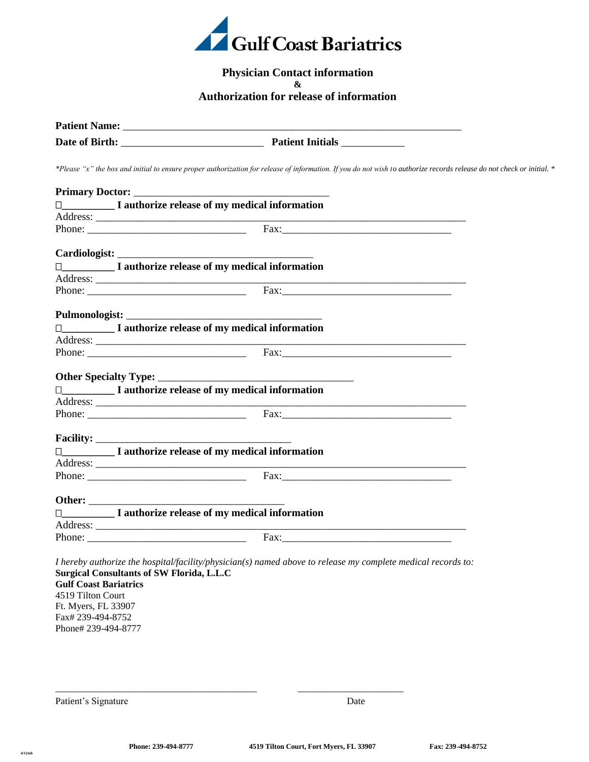# Gulf Coast Bariatrics

## Physician Contact information
## &
## Authorization for release of information

**Patient Name:** ___________________________________________________________________

**Date of Birth:** ___________________________ **Patient Initials** ____________

*\*Please "x" the box and initial to ensure proper authorization for release of information. If you do not wish to authorize records release do not check or initial. \**

**Primary Doctor:** ____________________________________

☐__________ **I authorize release of my medical information**

Address: ______________________________________________________________________

Phone: ______________________________ Fax:________________________________

**Cardiologist:** ____________________________________

☐__________ **I authorize release of my medical information**

Address: ______________________________________________________________________

Phone: ______________________________ Fax:________________________________

**Pulmonologist:** ____________________________________

☐__________ **I authorize release of my medical information**

Address: ______________________________________________________________________

Phone: ______________________________ Fax:________________________________

**Other Specialty Type:** ____________________________________

☐__________ **I authorize release of my medical information**

Address: ______________________________________________________________________

Phone: ______________________________ Fax:________________________________

**Facility:** ____________________________________

☐__________ **I authorize release of my medical information**

Address: ______________________________________________________________________

Phone: ______________________________ Fax:________________________________

**Other:** ____________________________________

☐__________ **I authorize release of my medical information**

Address: ______________________________________________________________________

Phone: ______________________________ Fax:________________________________

*I hereby authorize the hospital/facility/physician(s) named above to release my complete medical records to:*

**Surgical Consultants of SW Florida, L.L.C**
**Gulf Coast Bariatrics**
4519 Tilton Court
Ft. Myers, FL 33907
Fax# 239-494-8752
Phone# 239-494-8777

_________________________________________ ______________________

Patient's Signature Date

**Phone: 239-494-8777** **4519 Tilton Court, Fort Myers, FL 33907** **Fax: 239-494-8752**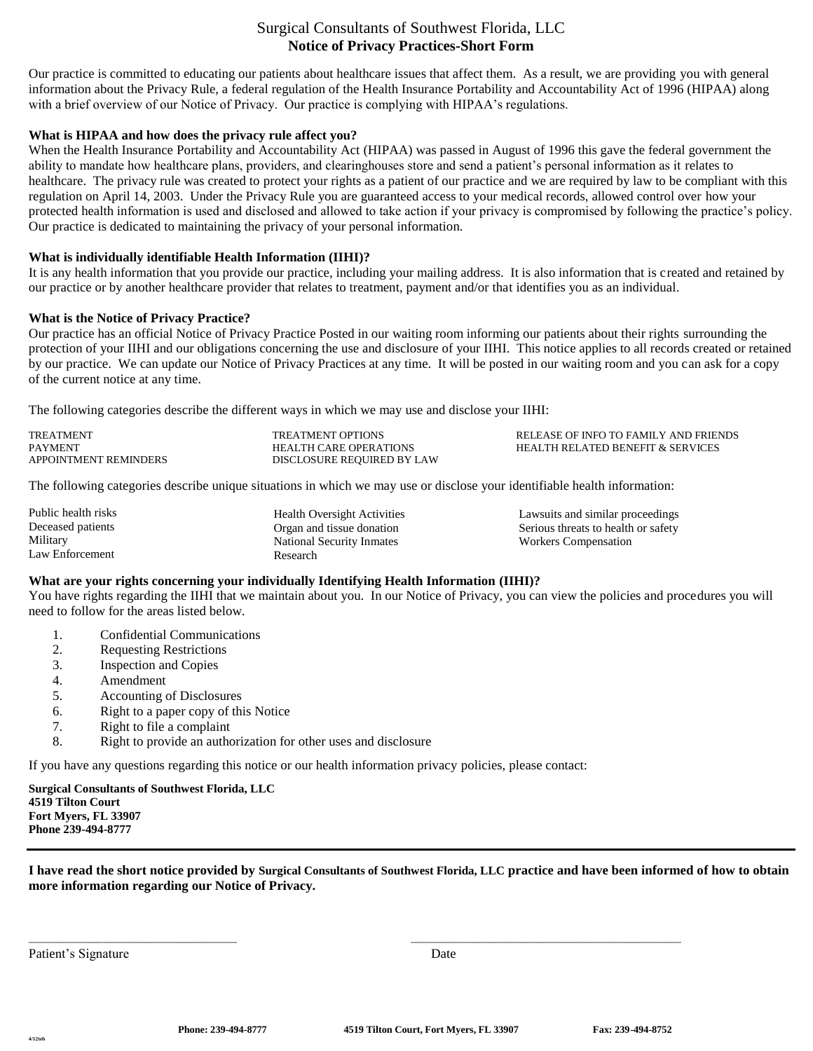# Surgical Consultants of Southwest Florida, LLC

## Notice of Privacy Practices-Short Form

Our practice is committed to educating our patients about healthcare issues that affect them. As a result, we are providing you with general information about the Privacy Rule, a federal regulation of the Health Insurance Portability and Accountability Act of 1996 (HIPAA) along with a brief overview of our Notice of Privacy. Our practice is complying with HIPAA's regulations.

**What is HIPAA and how does the privacy rule affect you?**

When the Health Insurance Portability and Accountability Act (HIPAA) was passed in August of 1996 this gave the federal government the ability to mandate how healthcare plans, providers, and clearinghouses store and send a patient's personal information as it relates to healthcare. The privacy rule was created to protect your rights as a patient of our practice and we are required by law to be compliant with this regulation on April 14, 2003. Under the Privacy Rule you are guaranteed access to your medical records, allowed control over how your protected health information is used and disclosed and allowed to take action if your privacy is compromised by following the practice's policy. Our practice is dedicated to maintaining the privacy of your personal information.

**What is individually identifiable Health Information (IIHI)?**

It is any health information that you provide our practice, including your mailing address. It is also information that is created and retained by our practice or by another healthcare provider that relates to treatment, payment and/or that identifies you as an individual.

**What is the Notice of Privacy Practice?**

Our practice has an official Notice of Privacy Practice Posted in our waiting room informing our patients about their rights surrounding the protection of your IIHI and our obligations concerning the use and disclosure of your IIHI. This notice applies to all records created or retained by our practice. We can update our Notice of Privacy Practices at any time. It will be posted in our waiting room and you can ask for a copy of the current notice at any time.

The following categories describe the different ways in which we may use and disclose your IIHI:

| | | |
|---|---|---|
| TREATMENT | TREATMENT OPTIONS | RELEASE OF INFO TO FAMILY AND FRIENDS |
| PAYMENT | HEALTH CARE OPERATIONS | HEALTH RELATED BENEFIT & SERVICES |
| APPOINTMENT REMINDERS | DISCLOSURE REQUIRED BY LAW | |

The following categories describe unique situations in which we may use or disclose your identifiable health information:

| | | |
|---|---|---|
| Public health risks | Health Oversight Activities | Lawsuits and similar proceedings |
| Deceased patients | Organ and tissue donation | Serious threats to health or safety |
| Military | National Security Inmates | Workers Compensation |
| Law Enforcement | Research | |

**What are your rights concerning your individually Identifying Health Information (IIHI)?**

You have rights regarding the IIHI that we maintain about you. In our Notice of Privacy, you can view the policies and procedures you will need to follow for the areas listed below.

1. Confidential Communications
2. Requesting Restrictions
3. Inspection and Copies
4. Amendment
5. Accounting of Disclosures
6. Right to a paper copy of this Notice
7. Right to file a complaint
8. Right to provide an authorization for other uses and disclosure

If you have any questions regarding this notice or our health information privacy policies, please contact:

**Surgical Consultants of Southwest Florida, LLC**
**4519 Tilton Court**
**Fort Myers, FL 33907**
**Phone 239-494-8777**

---

**I have read the short notice provided by Surgical Consultants of Southwest Florida, LLC practice and have been informed of how to obtain more information regarding our Notice of Privacy.**

_______________________________ _______________________________

Patient's Signature Date

**Phone: 239-494-8777** **4519 Tilton Court, Fort Myers, FL 33907** **Fax: 239-494-8752**

4/12teb